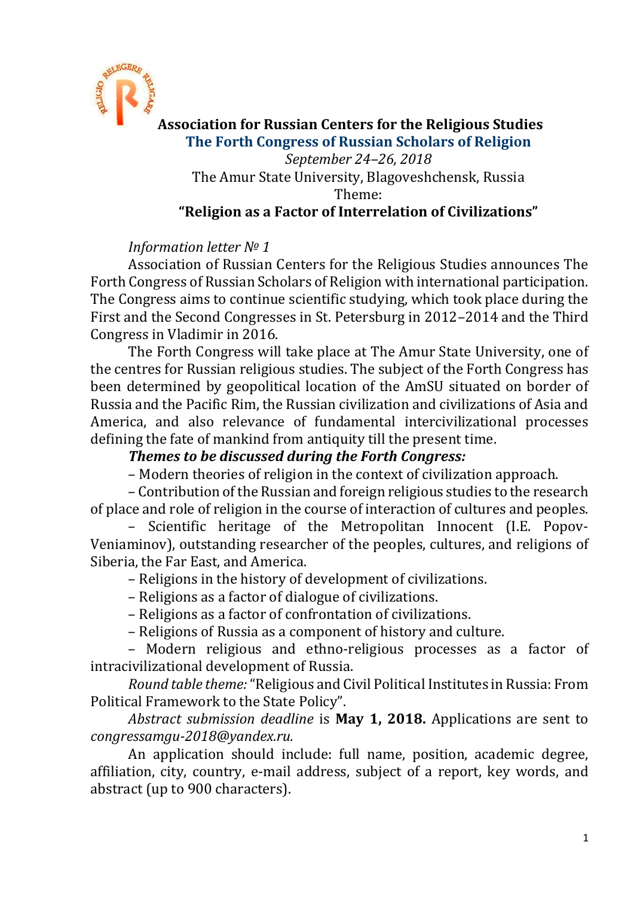**Association for Russian Centers for the Religious Studies**

## The Forth Congress of Russian Scholars of Religion

*September 24–26, 2018*

The Amur State University, Blagoveshchensk, Russia

Theme:

**“Religion as a Factor of Interrelation of Civilizations”**

*Information letter № 1*

Association of Russian Centers for the Religious Studies announces The Forth Congress of Russian Scholars of Religion with international participation. The Congress aims to continue scientific studying, which took place during the First and the Second Congresses in St. Petersburg in 2012–2014 and the Third Congress in Vladimir in 2016.

The Forth Congress will take place at The Amur State University, one of the centres for Russian religious studies. The subject of the Forth Congress has been determined by geopolitical location of the AmSU situated on border of Russia and the Pacific Rim, the Russian civilization and civilizations of Asia and America, and also relevance of fundamental intercivilizational processes defining the fate of mankind from antiquity till the present time.

***Themes to be discussed during the Forth Congress:***

– Modern theories of religion in the context of civilization approach.

– Contribution of the Russian and foreign religious studies to the research of place and role of religion in the course of interaction of cultures and peoples.

– Scientific heritage of the Metropolitan Innocent (I.E. Popov-Veniaminov), outstanding researcher of the peoples, cultures, and religions of Siberia, the Far East, and America.

– Religions in the history of development of civilizations.

– Religions as a factor of dialogue of civilizations.

– Religions as a factor of confrontation of civilizations.

– Religions of Russia as a component of history and culture.

– Modern religious and ethno-religious processes as a factor of intracivilizational development of Russia.

*Round table theme:* “Religious and Civil Political Institutes in Russia: From Political Framework to the State Policy”.

*Abstract submission deadline* is **May 1, 2018.** Applications are sent to *congressamgu-2018@yandex.ru.*

An application should include: full name, position, academic degree, affiliation, city, country, e-mail address, subject of a report, key words, and abstract (up to 900 characters).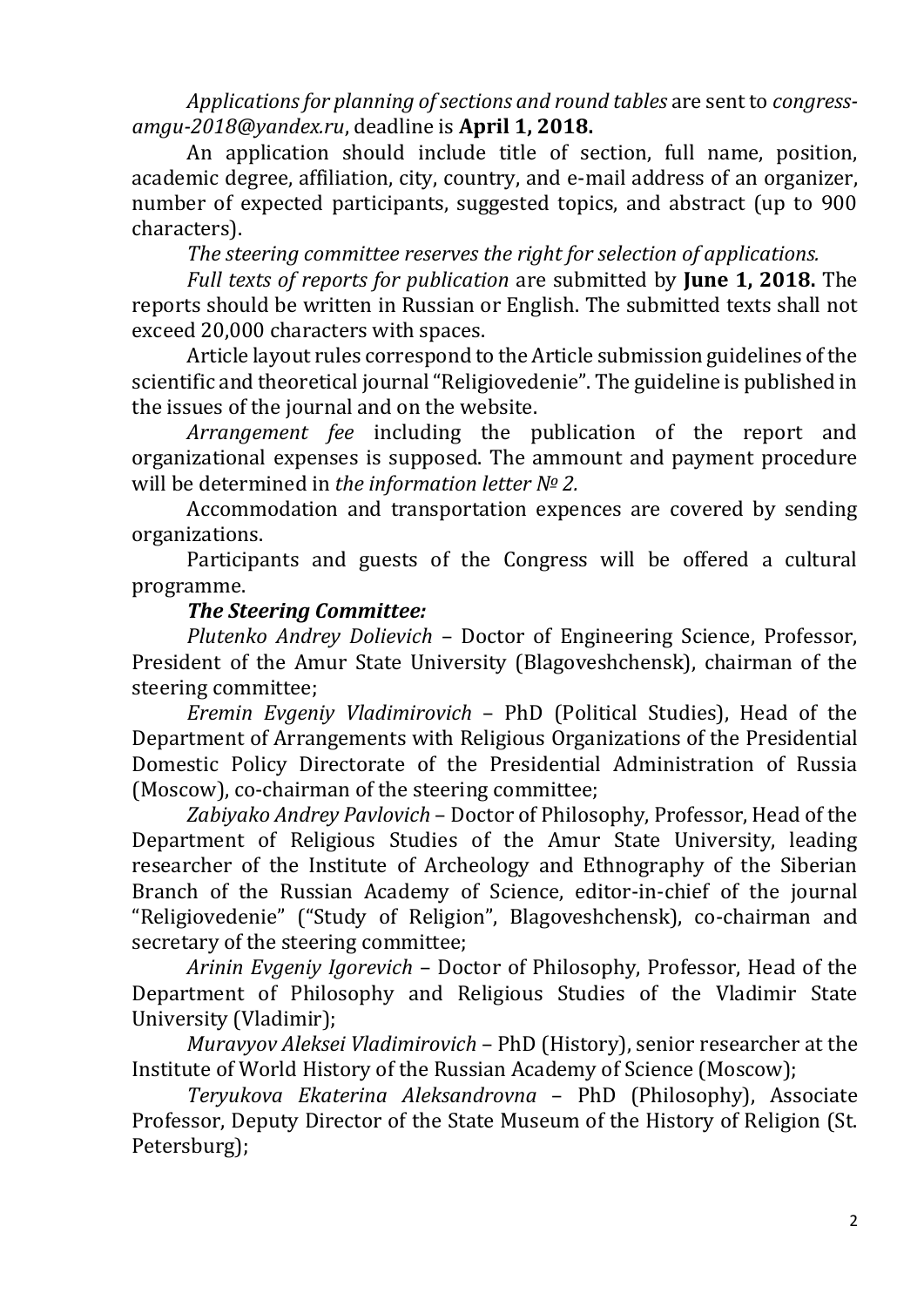*Applications for planning of sections and round tables* are sent to *congress-amgu-2018@yandex.ru*, deadline is **April 1, 2018.**

An application should include title of section, full name, position, academic degree, affiliation, city, country, and e-mail address of an organizer, number of expected participants, suggested topics, and abstract (up to 900 characters).

*The steering committee reserves the right for selection of applications.*

*Full texts of reports for publication* are submitted by **June 1, 2018.** The reports should be written in Russian or English. The submitted texts shall not exceed 20,000 characters with spaces.

Article layout rules correspond to the Article submission guidelines of the scientific and theoretical journal "Religiovedenie". The guideline is published in the issues of the journal and on the website.

*Arrangement fee* including the publication of the report and organizational expenses is supposed. The ammount and payment procedure will be determined in *the information letter № 2.*

Accommodation and transportation expences are covered by sending organizations.

Participants and guests of the Congress will be offered a cultural programme.

***The Steering Committee:***

*Plutenko Andrey Dolievich* – Doctor of Engineering Science, Professor, President of the Amur State University (Blagoveshchensk), chairman of the steering committee;

*Eremin Evgeniy Vladimirovich* – PhD (Political Studies), Head of the Department of Arrangements with Religious Organizations of the Presidential Domestic Policy Directorate of the Presidential Administration of Russia (Moscow), co-chairman of the steering committee;

*Zabiyako Andrey Pavlovich* – Doctor of Philosophy, Professor, Head of the Department of Religious Studies of the Amur State University, leading researcher of the Institute of Archeology and Ethnography of the Siberian Branch of the Russian Academy of Science, editor-in-chief of the journal "Religiovedenie" ("Study of Religion", Blagoveshchensk), co-chairman and secretary of the steering committee;

*Arinin Evgeniy Igorevich* – Doctor of Philosophy, Professor, Head of the Department of Philosophy and Religious Studies of the Vladimir State University (Vladimir);

*Muravyov Aleksei Vladimirovich* – PhD (History), senior researcher at the Institute of World History of the Russian Academy of Science (Moscow);

*Teryukova Ekaterina Aleksandrovna* – PhD (Philosophy), Associate Professor, Deputy Director of the State Museum of the History of Religion (St. Petersburg);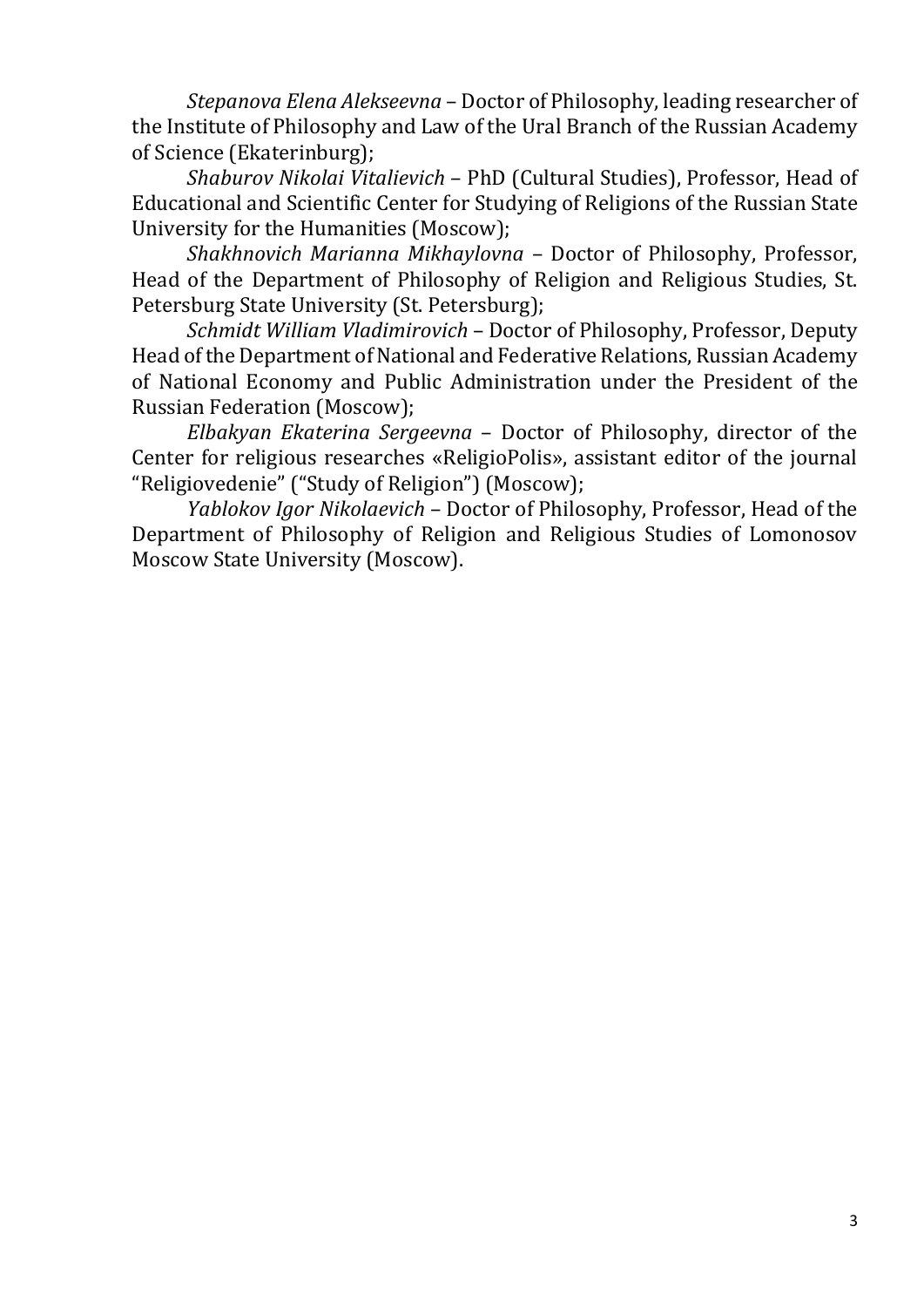*Stepanova Elena Alekseevna* – Doctor of Philosophy, leading researcher of the Institute of Philosophy and Law of the Ural Branch of the Russian Academy of Science (Ekaterinburg);

*Shaburov Nikolai Vitalievich* – PhD (Cultural Studies), Professor, Head of Educational and Scientific Center for Studying of Religions of the Russian State University for the Humanities (Moscow);

*Shakhnovich Marianna Mikhaylovna* – Doctor of Philosophy, Professor, Head of the Department of Philosophy of Religion and Religious Studies, St. Petersburg State University (St. Petersburg);

*Schmidt William Vladimirovich* – Doctor of Philosophy, Professor, Deputy Head of the Department of National and Federative Relations, Russian Academy of National Economy and Public Administration under the President of the Russian Federation (Moscow);

*Elbakyan Ekaterina Sergeevna* – Doctor of Philosophy, director of the Center for religious researches «ReligioPolis», assistant editor of the journal "Religiovedenie" ("Study of Religion") (Moscow);

*Yablokov Igor Nikolaevich* – Doctor of Philosophy, Professor, Head of the Department of Philosophy of Religion and Religious Studies of Lomonosov Moscow State University (Moscow).